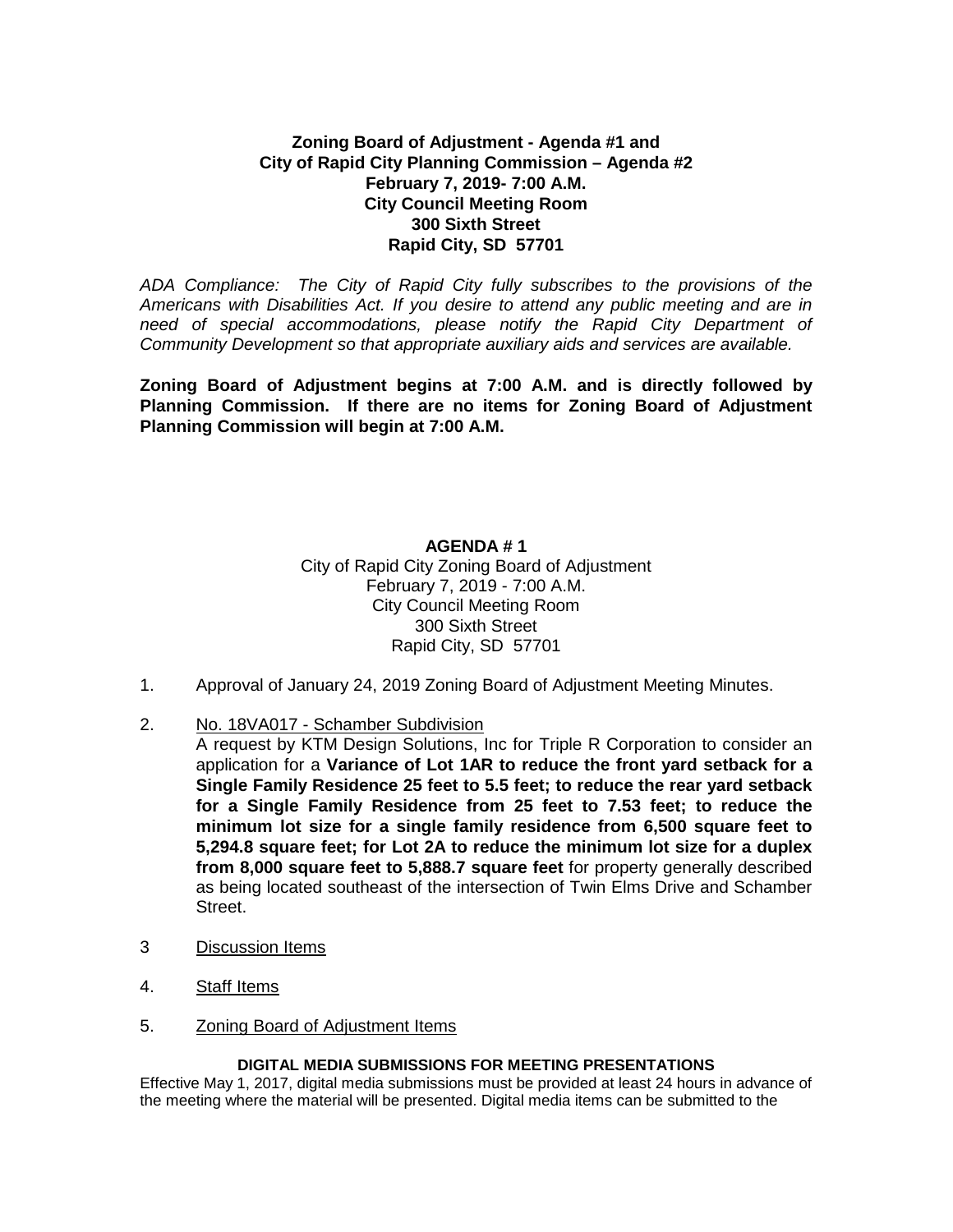**Zoning Board of Adjustment - Agenda #1 and**
**City of Rapid City Planning Commission – Agenda #2**
**February 7, 2019- 7:00 A.M.**
**City Council Meeting Room**
**300 Sixth Street**
**Rapid City, SD 57701**

*ADA Compliance: The City of Rapid City fully subscribes to the provisions of the Americans with Disabilities Act. If you desire to attend any public meeting and are in need of special accommodations, please notify the Rapid City Department of Community Development so that appropriate auxiliary aids and services are available.*

**Zoning Board of Adjustment begins at 7:00 A.M. and is directly followed by Planning Commission. If there are no items for Zoning Board of Adjustment Planning Commission will begin at 7:00 A.M.**

**AGENDA # 1**
City of Rapid City Zoning Board of Adjustment
February 7, 2019 - 7:00 A.M.
City Council Meeting Room
300 Sixth Street
Rapid City, SD 57701

1. Approval of January 24, 2019 Zoning Board of Adjustment Meeting Minutes.

2. No. 18VA017 - Schamber Subdivision
   A request by KTM Design Solutions, Inc for Triple R Corporation to consider an application for a **Variance of Lot 1AR to reduce the front yard setback for a Single Family Residence 25 feet to 5.5 feet; to reduce the rear yard setback for a Single Family Residence from 25 feet to 7.53 feet; to reduce the minimum lot size for a single family residence from 6,500 square feet to 5,294.8 square feet; for Lot 2A to reduce the minimum lot size for a duplex from 8,000 square feet to 5,888.7 square feet** for property generally described as being located southeast of the intersection of Twin Elms Drive and Schamber Street.

3 Discussion Items

4. Staff Items

5. Zoning Board of Adjustment Items

**DIGITAL MEDIA SUBMISSIONS FOR MEETING PRESENTATIONS**

Effective May 1, 2017, digital media submissions must be provided at least 24 hours in advance of the meeting where the material will be presented. Digital media items can be submitted to the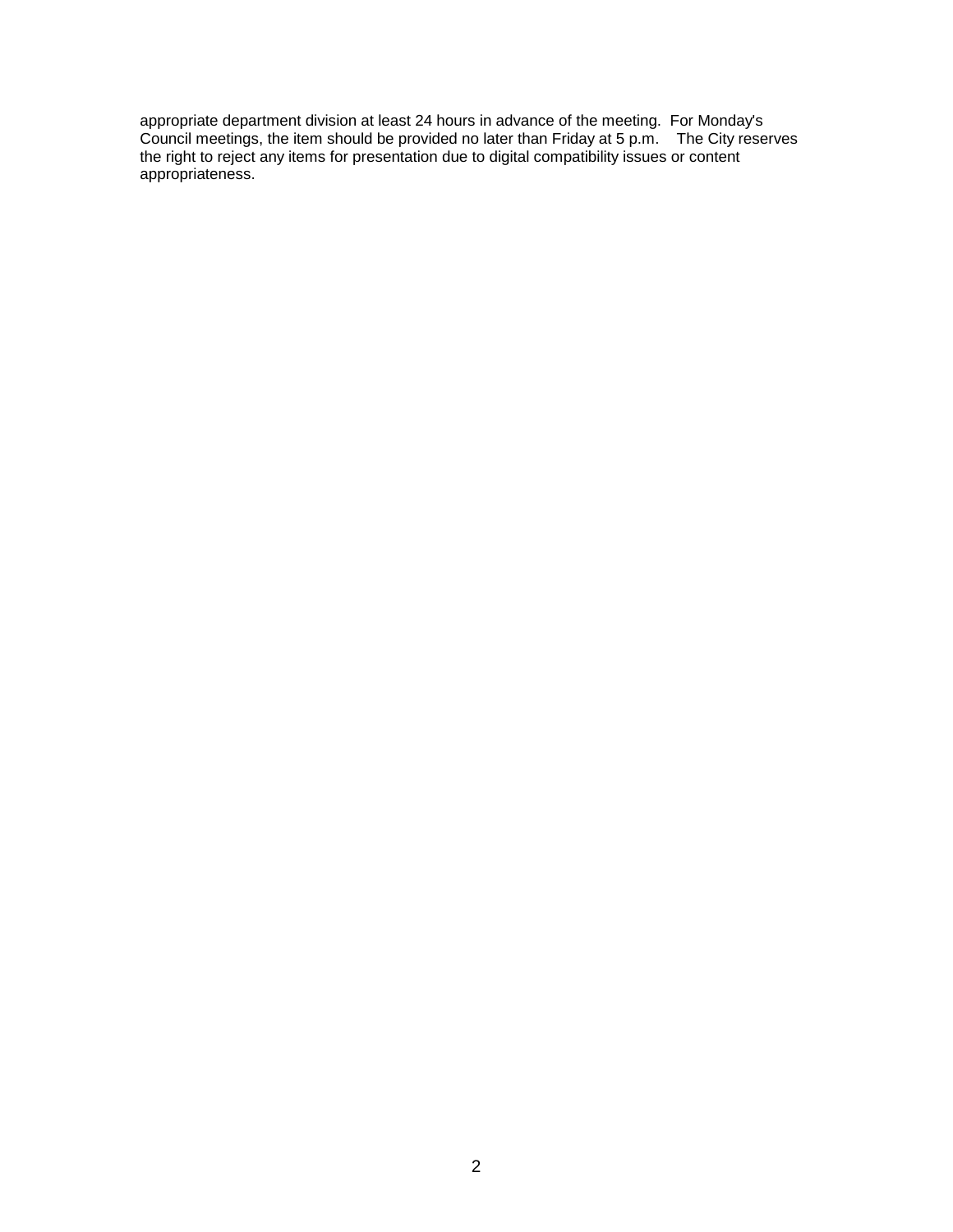appropriate department division at least 24 hours in advance of the meeting. For Monday's Council meetings, the item should be provided no later than Friday at 5 p.m. The City reserves the right to reject any items for presentation due to digital compatibility issues or content appropriateness.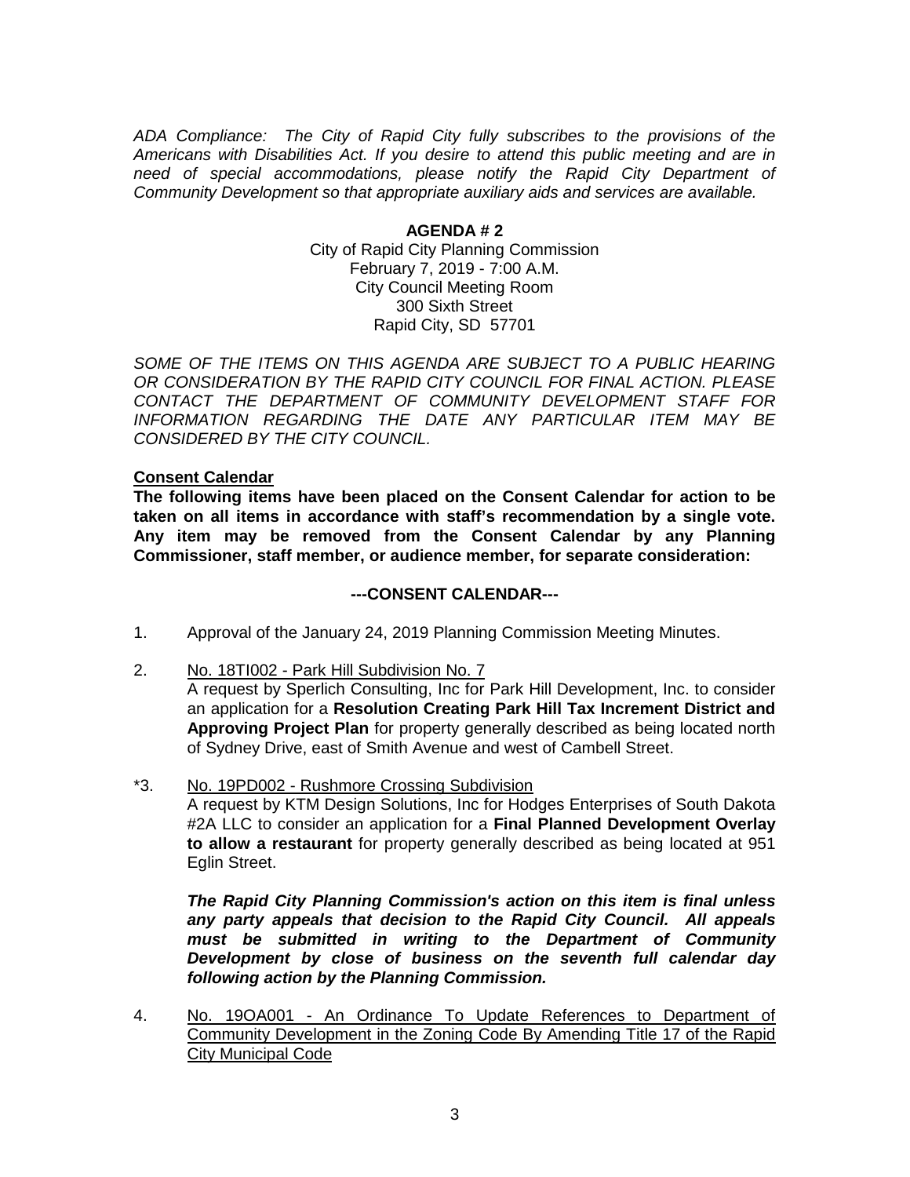*ADA Compliance: The City of Rapid City fully subscribes to the provisions of the Americans with Disabilities Act. If you desire to attend this public meeting and are in need of special accommodations, please notify the Rapid City Department of Community Development so that appropriate auxiliary aids and services are available.*

**AGENDA # 2**

City of Rapid City Planning Commission
February 7, 2019 - 7:00 A.M.
City Council Meeting Room
300 Sixth Street
Rapid City, SD 57701

*SOME OF THE ITEMS ON THIS AGENDA ARE SUBJECT TO A PUBLIC HEARING OR CONSIDERATION BY THE RAPID CITY COUNCIL FOR FINAL ACTION. PLEASE CONTACT THE DEPARTMENT OF COMMUNITY DEVELOPMENT STAFF FOR INFORMATION REGARDING THE DATE ANY PARTICULAR ITEM MAY BE CONSIDERED BY THE CITY COUNCIL.*

**Consent Calendar**

**The following items have been placed on the Consent Calendar for action to be taken on all items in accordance with staff's recommendation by a single vote. Any item may be removed from the Consent Calendar by any Planning Commissioner, staff member, or audience member, for separate consideration:**

**---CONSENT CALENDAR---**

1. Approval of the January 24, 2019 Planning Commission Meeting Minutes.

2. No. 18TI002 - Park Hill Subdivision No. 7
   A request by Sperlich Consulting, Inc for Park Hill Development, Inc. to consider an application for a **Resolution Creating Park Hill Tax Increment District and Approving Project Plan** for property generally described as being located north of Sydney Drive, east of Smith Avenue and west of Cambell Street.

*3. No. 19PD002 - Rushmore Crossing Subdivision
   A request by KTM Design Solutions, Inc for Hodges Enterprises of South Dakota #2A LLC to consider an application for a **Final Planned Development Overlay to allow a restaurant** for property generally described as being located at 951 Eglin Street.

   ***The Rapid City Planning Commission's action on this item is final unless any party appeals that decision to the Rapid City Council. All appeals must be submitted in writing to the Department of Community Development by close of business on the seventh full calendar day following action by the Planning Commission.***

4. No. 19OA001 - An Ordinance To Update References to Department of Community Development in the Zoning Code By Amending Title 17 of the Rapid City Municipal Code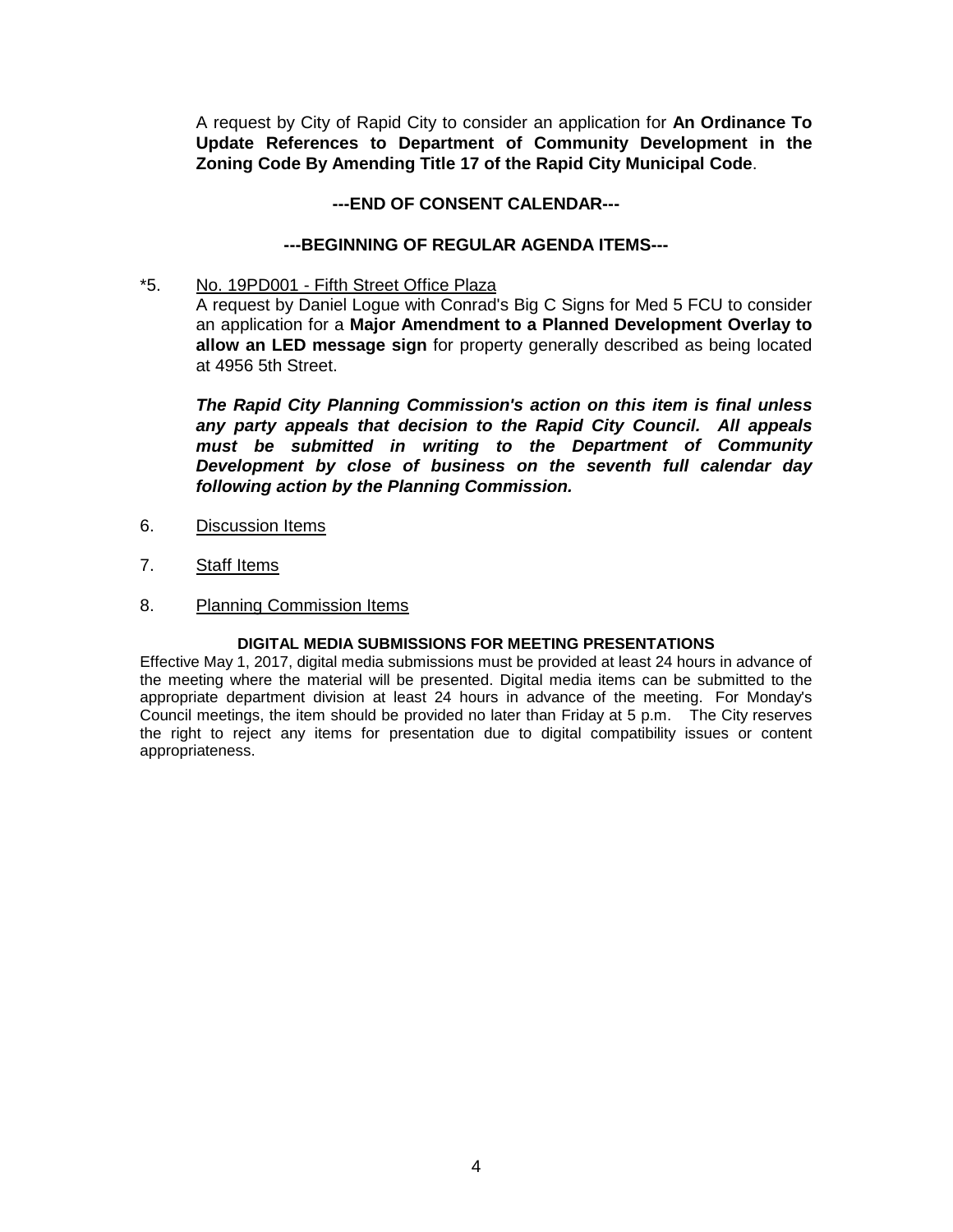A request by City of Rapid City to consider an application for **An Ordinance To Update References to Department of Community Development in the Zoning Code By Amending Title 17 of the Rapid City Municipal Code**.

**---END OF CONSENT CALENDAR---**

**---BEGINNING OF REGULAR AGENDA ITEMS---**

*5. No. 19PD001 - Fifth Street Office Plaza

A request by Daniel Logue with Conrad's Big C Signs for Med 5 FCU to consider an application for a **Major Amendment to a Planned Development Overlay to allow an LED message sign** for property generally described as being located at 4956 5th Street.

***The Rapid City Planning Commission's action on this item is final unless any party appeals that decision to the Rapid City Council. All appeals must be submitted in writing to the Department of Community Development by close of business on the seventh full calendar day following action by the Planning Commission.***

6. Discussion Items

7. Staff Items

8. Planning Commission Items

**DIGITAL MEDIA SUBMISSIONS FOR MEETING PRESENTATIONS**

Effective May 1, 2017, digital media submissions must be provided at least 24 hours in advance of the meeting where the material will be presented. Digital media items can be submitted to the appropriate department division at least 24 hours in advance of the meeting. For Monday's Council meetings, the item should be provided no later than Friday at 5 p.m. The City reserves the right to reject any items for presentation due to digital compatibility issues or content appropriateness.